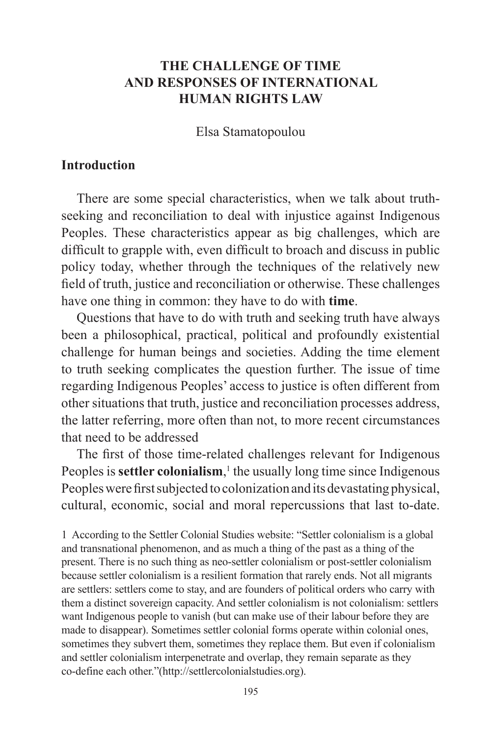# THE CHALLENGE OF TIME AND RESPONSES OF INTERNATIONAL HUMAN RIGHTS LAW

Elsa Stamatopoulou

## Introduction

There are some special characteristics, when we talk about truth-seeking and reconciliation to deal with injustice against Indigenous Peoples. These characteristics appear as big challenges, which are difficult to grapple with, even difficult to broach and discuss in public policy today, whether through the techniques of the relatively new field of truth, justice and reconciliation or otherwise. These challenges have one thing in common: they have to do with **time**.

Questions that have to do with truth and seeking truth have always been a philosophical, practical, political and profoundly existential challenge for human beings and societies. Adding the time element to truth seeking complicates the question further. The issue of time regarding Indigenous Peoples' access to justice is often different from other situations that truth, justice and reconciliation processes address, the latter referring, more often than not, to more recent circumstances that need to be addressed

The first of those time-related challenges relevant for Indigenous Peoples is **settler colonialism**,[1] the usually long time since Indigenous Peoples were first subjected to colonization and its devastating physical, cultural, economic, social and moral repercussions that last to-date.

1 According to the Settler Colonial Studies website: "Settler colonialism is a global and transnational phenomenon, and as much a thing of the past as a thing of the present. There is no such thing as neo-settler colonialism or post-settler colonialism because settler colonialism is a resilient formation that rarely ends. Not all migrants are settlers: settlers come to stay, and are founders of political orders who carry with them a distinct sovereign capacity. And settler colonialism is not colonialism: settlers want Indigenous people to vanish (but can make use of their labour before they are made to disappear). Sometimes settler colonial forms operate within colonial ones, sometimes they subvert them, sometimes they replace them. But even if colonialism and settler colonialism interpenetrate and overlap, they remain separate as they co-define each other."(http://settlercolonialstudies.org).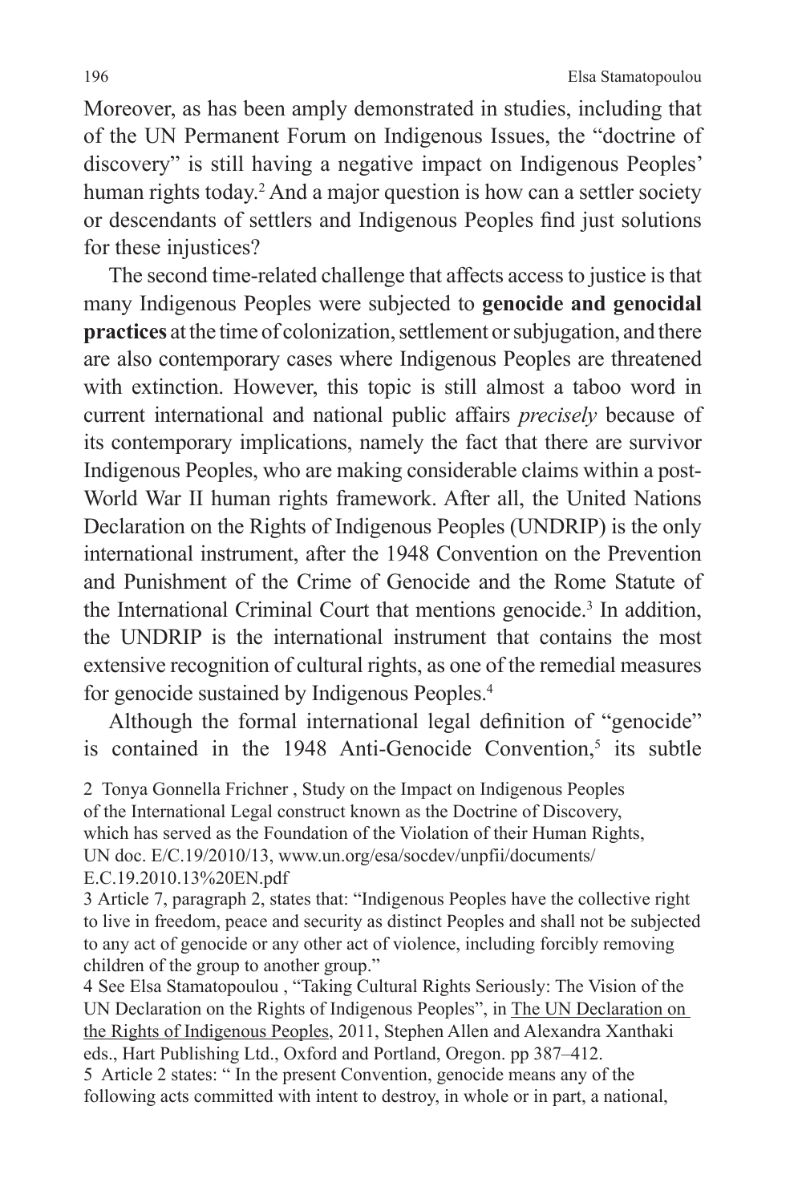Moreover, as has been amply demonstrated in studies, including that of the UN Permanent Forum on Indigenous Issues, the "doctrine of discovery" is still having a negative impact on Indigenous Peoples' human rights today.[2] And a major question is how can a settler society or descendants of settlers and Indigenous Peoples find just solutions for these injustices?

The second time-related challenge that affects access to justice is that many Indigenous Peoples were subjected to **genocide and genocidal practices** at the time of colonization, settlement or subjugation, and there are also contemporary cases where Indigenous Peoples are threatened with extinction. However, this topic is still almost a taboo word in current international and national public affairs *precisely* because of its contemporary implications, namely the fact that there are survivor Indigenous Peoples, who are making considerable claims within a post-World War II human rights framework. After all, the United Nations Declaration on the Rights of Indigenous Peoples (UNDRIP) is the only international instrument, after the 1948 Convention on the Prevention and Punishment of the Crime of Genocide and the Rome Statute of the International Criminal Court that mentions genocide.[3] In addition, the UNDRIP is the international instrument that contains the most extensive recognition of cultural rights, as one of the remedial measures for genocide sustained by Indigenous Peoples.[4]

Although the formal international legal definition of "genocide" is contained in the 1948 Anti-Genocide Convention,[5] its subtle

2 Tonya Gonnella Frichner , Study on the Impact on Indigenous Peoples of the International Legal construct known as the Doctrine of Discovery, which has served as the Foundation of the Violation of their Human Rights, UN doc. E/C.19/2010/13, www.un.org/esa/socdev/unpfii/documents/E.C.19.2010.13%20EN.pdf

3 Article 7, paragraph 2, states that: "Indigenous Peoples have the collective right to live in freedom, peace and security as distinct Peoples and shall not be subjected to any act of genocide or any other act of violence, including forcibly removing children of the group to another group."

4 See Elsa Stamatopoulou , "Taking Cultural Rights Seriously: The Vision of the UN Declaration on the Rights of Indigenous Peoples", in The UN Declaration on the Rights of Indigenous Peoples, 2011, Stephen Allen and Alexandra Xanthaki eds., Hart Publishing Ltd., Oxford and Portland, Oregon. pp 387–412.

5 Article 2 states: " In the present Convention, genocide means any of the following acts committed with intent to destroy, in whole or in part, a national,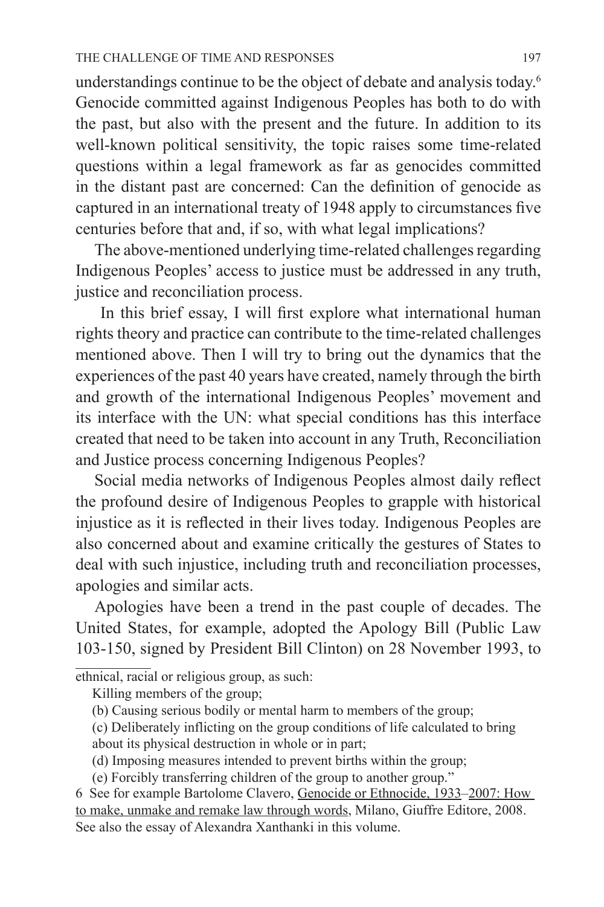understandings continue to be the object of debate and analysis today.[6] Genocide committed against Indigenous Peoples has both to do with the past, but also with the present and the future. In addition to its well-known political sensitivity, the topic raises some time-related questions within a legal framework as far as genocides committed in the distant past are concerned: Can the definition of genocide as captured in an international treaty of 1948 apply to circumstances five centuries before that and, if so, with what legal implications?

The above-mentioned underlying time-related challenges regarding Indigenous Peoples' access to justice must be addressed in any truth, justice and reconciliation process.

In this brief essay, I will first explore what international human rights theory and practice can contribute to the time-related challenges mentioned above. Then I will try to bring out the dynamics that the experiences of the past 40 years have created, namely through the birth and growth of the international Indigenous Peoples' movement and its interface with the UN: what special conditions has this interface created that need to be taken into account in any Truth, Reconciliation and Justice process concerning Indigenous Peoples?

Social media networks of Indigenous Peoples almost daily reflect the profound desire of Indigenous Peoples to grapple with historical injustice as it is reflected in their lives today. Indigenous Peoples are also concerned about and examine critically the gestures of States to deal with such injustice, including truth and reconciliation processes, apologies and similar acts.

Apologies have been a trend in the past couple of decades. The United States, for example, adopted the Apology Bill (Public Law 103-150, signed by President Bill Clinton) on 28 November 1993, to

---

ethnical, racial or religious group, as such:

Killing members of the group;

(b) Causing serious bodily or mental harm to members of the group;

(c) Deliberately inflicting on the group conditions of life calculated to bring about its physical destruction in whole or in part;

(d) Imposing measures intended to prevent births within the group;

(e) Forcibly transferring children of the group to another group."

6 See for example Bartolome Clavero, Genocide or Ethnocide, 1933–2007: How to make, unmake and remake law through words, Milano, Giuffre Editore, 2008. See also the essay of Alexandra Xanthanki in this volume.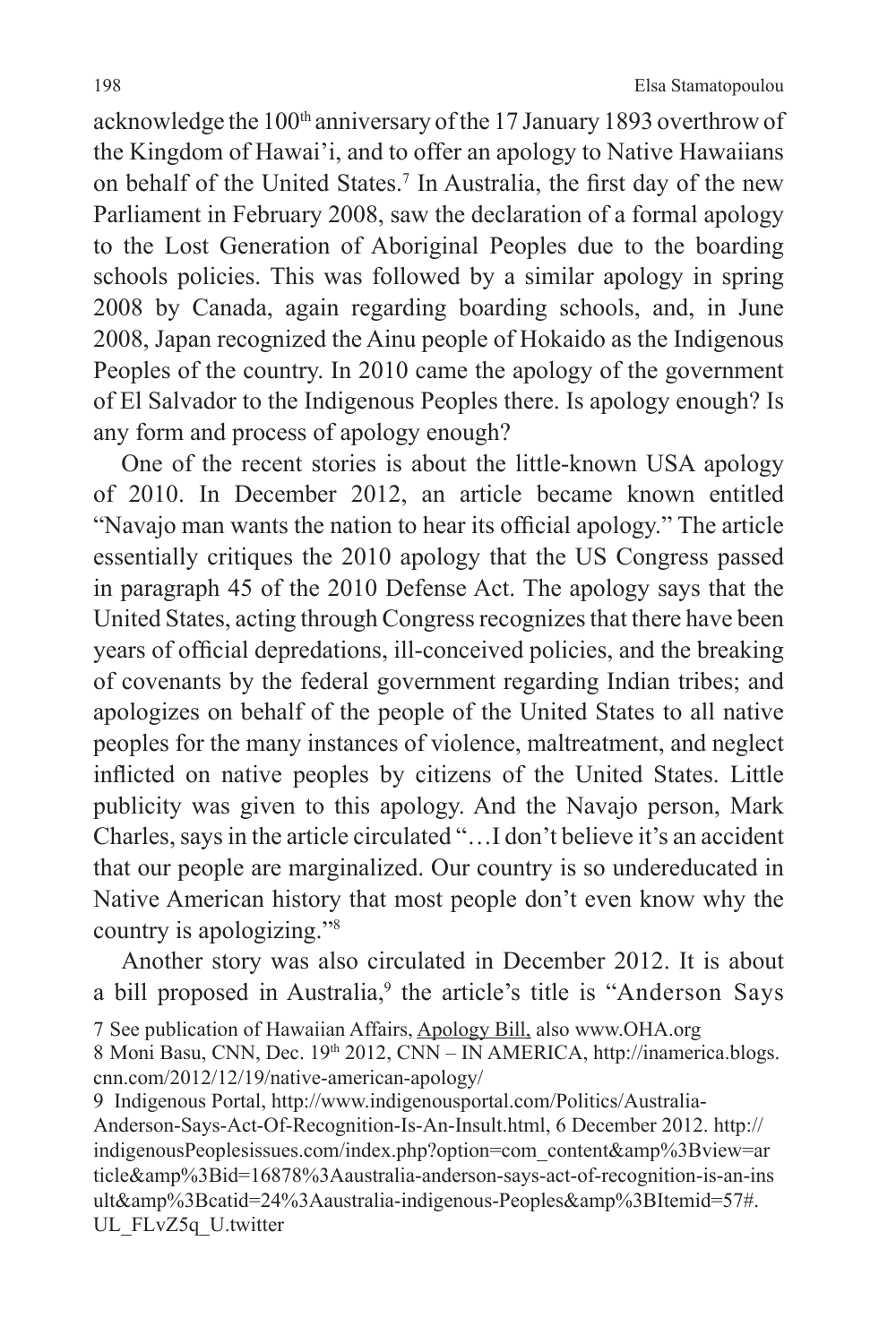acknowledge the 100th anniversary of the 17 January 1893 overthrow of the Kingdom of Hawai'i, and to offer an apology to Native Hawaiians on behalf of the United States.[7] In Australia, the first day of the new Parliament in February 2008, saw the declaration of a formal apology to the Lost Generation of Aboriginal Peoples due to the boarding schools policies. This was followed by a similar apology in spring 2008 by Canada, again regarding boarding schools, and, in June 2008, Japan recognized the Ainu people of Hokaido as the Indigenous Peoples of the country. In 2010 came the apology of the government of El Salvador to the Indigenous Peoples there. Is apology enough? Is any form and process of apology enough?

One of the recent stories is about the little-known USA apology of 2010. In December 2012, an article became known entitled "Navajo man wants the nation to hear its official apology." The article essentially critiques the 2010 apology that the US Congress passed in paragraph 45 of the 2010 Defense Act. The apology says that the United States, acting through Congress recognizes that there have been years of official depredations, ill-conceived policies, and the breaking of covenants by the federal government regarding Indian tribes; and apologizes on behalf of the people of the United States to all native peoples for the many instances of violence, maltreatment, and neglect inflicted on native peoples by citizens of the United States. Little publicity was given to this apology. And the Navajo person, Mark Charles, says in the article circulated "…I don't believe it's an accident that our people are marginalized. Our country is so undereducated in Native American history that most people don't even know why the country is apologizing."[8]

Another story was also circulated in December 2012. It is about a bill proposed in Australia,[9] the article's title is "Anderson Says

---

7 See publication of Hawaiian Affairs, Apology Bill, also www.OHA.org

8 Moni Basu, CNN, Dec. 19th 2012, CNN – IN AMERICA, http://inamerica.blogs.cnn.com/2012/12/19/native-american-apology/

9 Indigenous Portal, http://www.indigenousportal.com/Politics/Australia-Anderson-Says-Act-Of-Recognition-Is-An-Insult.html, 6 December 2012. http://indigenousPeoplesissues.com/index.php?option=com_content&amp%3Bview=article&amp%3Bid=16878%3Aaustralia-anderson-says-act-of-recognition-is-an-insult&amp%3Bcatid=24%3Aaustralia-indigenous-Peoples&amp%3BItemid=57#.UL_FLvZ5q_U.twitter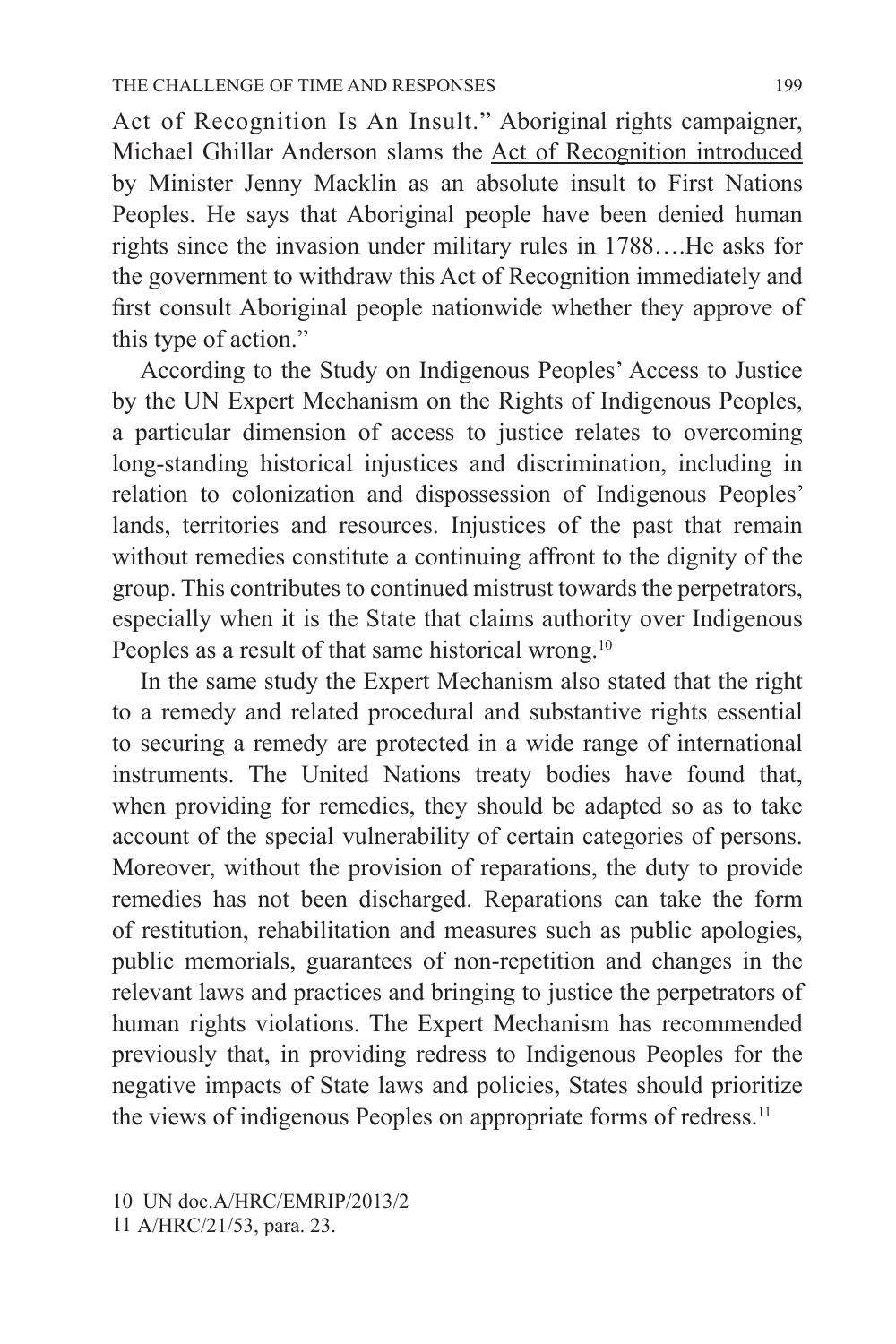Act of Recognition Is An Insult." Aboriginal rights campaigner, Michael Ghillar Anderson slams the Act of Recognition introduced by Minister Jenny Macklin as an absolute insult to First Nations Peoples. He says that Aboriginal people have been denied human rights since the invasion under military rules in 1788….He asks for the government to withdraw this Act of Recognition immediately and first consult Aboriginal people nationwide whether they approve of this type of action."

According to the Study on Indigenous Peoples' Access to Justice by the UN Expert Mechanism on the Rights of Indigenous Peoples, a particular dimension of access to justice relates to overcoming long-standing historical injustices and discrimination, including in relation to colonization and dispossession of Indigenous Peoples' lands, territories and resources. Injustices of the past that remain without remedies constitute a continuing affront to the dignity of the group. This contributes to continued mistrust towards the perpetrators, especially when it is the State that claims authority over Indigenous Peoples as a result of that same historical wrong.[10]

In the same study the Expert Mechanism also stated that the right to a remedy and related procedural and substantive rights essential to securing a remedy are protected in a wide range of international instruments. The United Nations treaty bodies have found that, when providing for remedies, they should be adapted so as to take account of the special vulnerability of certain categories of persons. Moreover, without the provision of reparations, the duty to provide remedies has not been discharged. Reparations can take the form of restitution, rehabilitation and measures such as public apologies, public memorials, guarantees of non-repetition and changes in the relevant laws and practices and bringing to justice the perpetrators of human rights violations. The Expert Mechanism has recommended previously that, in providing redress to Indigenous Peoples for the negative impacts of State laws and policies, States should prioritize the views of indigenous Peoples on appropriate forms of redress.[11]

10 UN doc.A/HRC/EMRIP/2013/2

11 A/HRC/21/53, para. 23.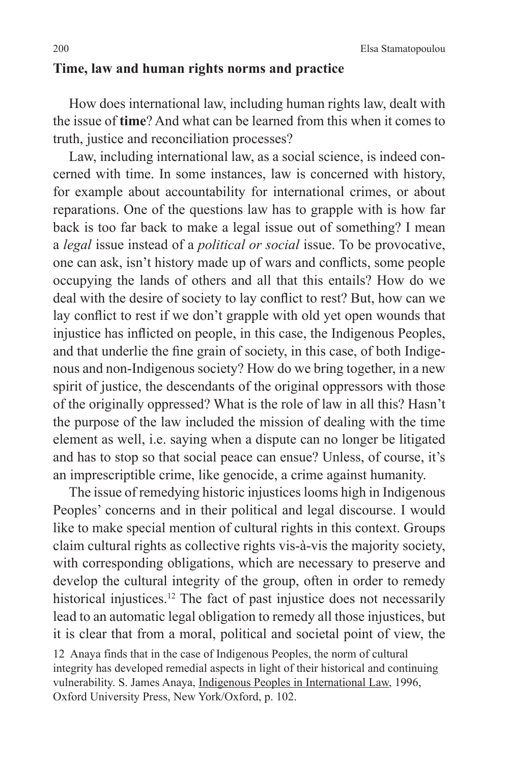## Time, law and human rights norms and practice

How does international law, including human rights law, dealt with the issue of **time**? And what can be learned from this when it comes to truth, justice and reconciliation processes?

Law, including international law, as a social science, is indeed concerned with time. In some instances, law is concerned with history, for example about accountability for international crimes, or about reparations. One of the questions law has to grapple with is how far back is too far back to make a legal issue out of something? I mean a *legal* issue instead of a *political or social* issue. To be provocative, one can ask, isn't history made up of wars and conflicts, some people occupying the lands of others and all that this entails? How do we deal with the desire of society to lay conflict to rest? But, how can we lay conflict to rest if we don't grapple with old yet open wounds that injustice has inflicted on people, in this case, the Indigenous Peoples, and that underlie the fine grain of society, in this case, of both Indigenous and non-Indigenous society? How do we bring together, in a new spirit of justice, the descendants of the original oppressors with those of the originally oppressed? What is the role of law in all this? Hasn't the purpose of the law included the mission of dealing with the time element as well, i.e. saying when a dispute can no longer be litigated and has to stop so that social peace can ensue? Unless, of course, it's an imprescriptible crime, like genocide, a crime against humanity.

The issue of remedying historic injustices looms high in Indigenous Peoples' concerns and in their political and legal discourse. I would like to make special mention of cultural rights in this context. Groups claim cultural rights as collective rights vis-à-vis the majority society, with corresponding obligations, which are necessary to preserve and develop the cultural integrity of the group, often in order to remedy historical injustices.[12] The fact of past injustice does not necessarily lead to an automatic legal obligation to remedy all those injustices, but it is clear that from a moral, political and societal point of view, the

12 Anaya finds that in the case of Indigenous Peoples, the norm of cultural integrity has developed remedial aspects in light of their historical and continuing vulnerability. S. James Anaya, Indigenous Peoples in International Law, 1996, Oxford University Press, New York/Oxford, p. 102.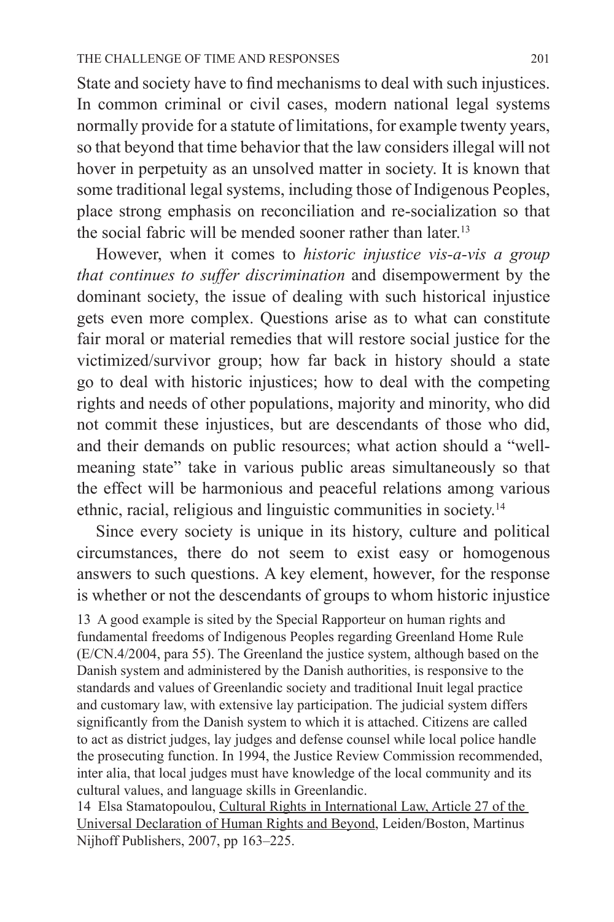State and society have to find mechanisms to deal with such injustices. In common criminal or civil cases, modern national legal systems normally provide for a statute of limitations, for example twenty years, so that beyond that time behavior that the law considers illegal will not hover in perpetuity as an unsolved matter in society. It is known that some traditional legal systems, including those of Indigenous Peoples, place strong emphasis on reconciliation and re-socialization so that the social fabric will be mended sooner rather than later.[13]

However, when it comes to *historic injustice vis-a-vis a group that continues to suffer discrimination* and disempowerment by the dominant society, the issue of dealing with such historical injustice gets even more complex. Questions arise as to what can constitute fair moral or material remedies that will restore social justice for the victimized/survivor group; how far back in history should a state go to deal with historic injustices; how to deal with the competing rights and needs of other populations, majority and minority, who did not commit these injustices, but are descendants of those who did, and their demands on public resources; what action should a "well-meaning state" take in various public areas simultaneously so that the effect will be harmonious and peaceful relations among various ethnic, racial, religious and linguistic communities in society.[14]

Since every society is unique in its history, culture and political circumstances, there do not seem to exist easy or homogenous answers to such questions. A key element, however, for the response is whether or not the descendants of groups to whom historic injustice

13 A good example is sited by the Special Rapporteur on human rights and fundamental freedoms of Indigenous Peoples regarding Greenland Home Rule (E/CN.4/2004, para 55). The Greenland the justice system, although based on the Danish system and administered by the Danish authorities, is responsive to the standards and values of Greenlandic society and traditional Inuit legal practice and customary law, with extensive lay participation. The judicial system differs significantly from the Danish system to which it is attached. Citizens are called to act as district judges, lay judges and defense counsel while local police handle the prosecuting function. In 1994, the Justice Review Commission recommended, inter alia, that local judges must have knowledge of the local community and its cultural values, and language skills in Greenlandic.

14 Elsa Stamatopoulou, Cultural Rights in International Law, Article 27 of the Universal Declaration of Human Rights and Beyond, Leiden/Boston, Martinus Nijhoff Publishers, 2007, pp 163–225.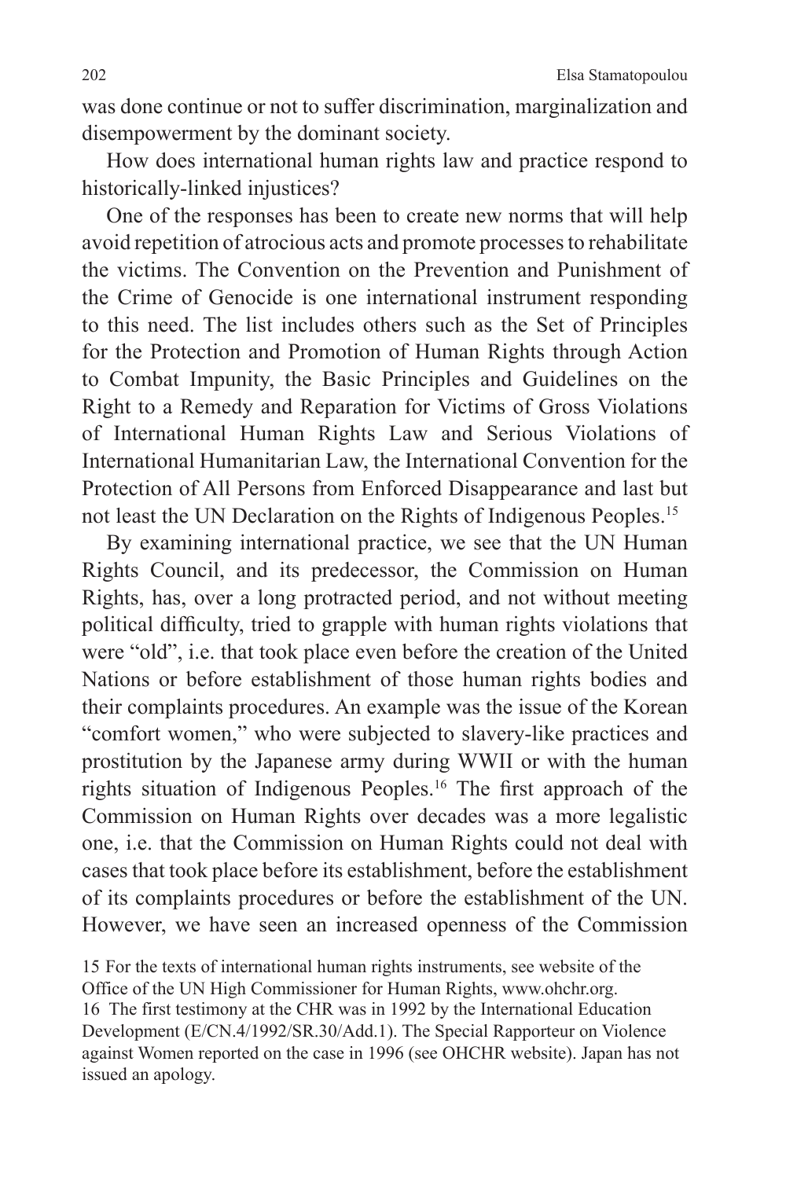was done continue or not to suffer discrimination, marginalization and disempowerment by the dominant society.

How does international human rights law and practice respond to historically-linked injustices?

One of the responses has been to create new norms that will help avoid repetition of atrocious acts and promote processes to rehabilitate the victims. The Convention on the Prevention and Punishment of the Crime of Genocide is one international instrument responding to this need. The list includes others such as the Set of Principles for the Protection and Promotion of Human Rights through Action to Combat Impunity, the Basic Principles and Guidelines on the Right to a Remedy and Reparation for Victims of Gross Violations of International Human Rights Law and Serious Violations of International Humanitarian Law, the International Convention for the Protection of All Persons from Enforced Disappearance and last but not least the UN Declaration on the Rights of Indigenous Peoples.[15]

By examining international practice, we see that the UN Human Rights Council, and its predecessor, the Commission on Human Rights, has, over a long protracted period, and not without meeting political difficulty, tried to grapple with human rights violations that were "old", i.e. that took place even before the creation of the United Nations or before establishment of those human rights bodies and their complaints procedures. An example was the issue of the Korean "comfort women," who were subjected to slavery-like practices and prostitution by the Japanese army during WWII or with the human rights situation of Indigenous Peoples.[16] The first approach of the Commission on Human Rights over decades was a more legalistic one, i.e. that the Commission on Human Rights could not deal with cases that took place before its establishment, before the establishment of its complaints procedures or before the establishment of the UN. However, we have seen an increased openness of the Commission

15 For the texts of international human rights instruments, see website of the Office of the UN High Commissioner for Human Rights, www.ohchr.org.

16 The first testimony at the CHR was in 1992 by the International Education Development (E/CN.4/1992/SR.30/Add.1). The Special Rapporteur on Violence against Women reported on the case in 1996 (see OHCHR website). Japan has not issued an apology.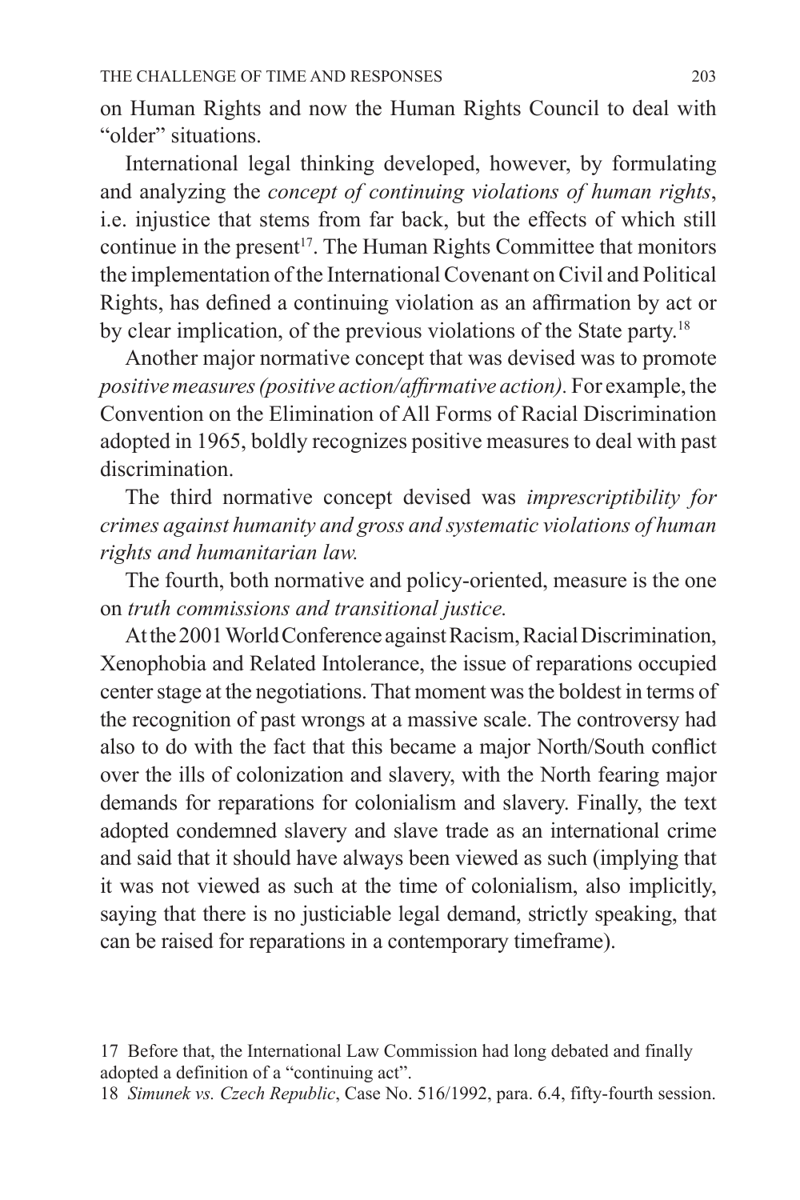on Human Rights and now the Human Rights Council to deal with "older" situations.

International legal thinking developed, however, by formulating and analyzing the *concept of continuing violations of human rights*, i.e. injustice that stems from far back, but the effects of which still continue in the present[17]. The Human Rights Committee that monitors the implementation of the International Covenant on Civil and Political Rights, has defined a continuing violation as an affirmation by act or by clear implication, of the previous violations of the State party.[18]

Another major normative concept that was devised was to promote *positive measures (positive action/affirmative action)*. For example, the Convention on the Elimination of All Forms of Racial Discrimination adopted in 1965, boldly recognizes positive measures to deal with past discrimination.

The third normative concept devised was *imprescriptibility for crimes against humanity and gross and systematic violations of human rights and humanitarian law.*

The fourth, both normative and policy-oriented, measure is the one on *truth commissions and transitional justice.*

At the 2001 World Conference against Racism, Racial Discrimination, Xenophobia and Related Intolerance, the issue of reparations occupied center stage at the negotiations. That moment was the boldest in terms of the recognition of past wrongs at a massive scale. The controversy had also to do with the fact that this became a major North/South conflict over the ills of colonization and slavery, with the North fearing major demands for reparations for colonialism and slavery. Finally, the text adopted condemned slavery and slave trade as an international crime and said that it should have always been viewed as such (implying that it was not viewed as such at the time of colonialism, also implicitly, saying that there is no justiciable legal demand, strictly speaking, that can be raised for reparations in a contemporary timeframe).

17 Before that, the International Law Commission had long debated and finally adopted a definition of a "continuing act".

18 *Simunek vs. Czech Republic*, Case No. 516/1992, para. 6.4, fifty-fourth session.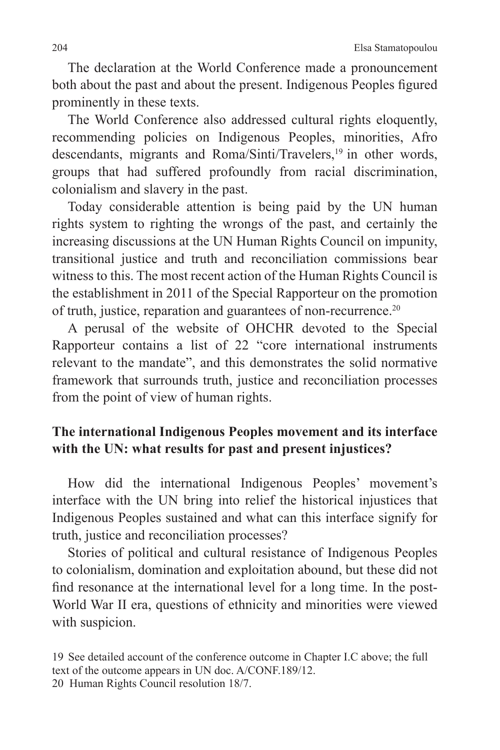The declaration at the World Conference made a pronouncement both about the past and about the present. Indigenous Peoples figured prominently in these texts.

The World Conference also addressed cultural rights eloquently, recommending policies on Indigenous Peoples, minorities, Afro descendants, migrants and Roma/Sinti/Travelers,[19] in other words, groups that had suffered profoundly from racial discrimination, colonialism and slavery in the past.

Today considerable attention is being paid by the UN human rights system to righting the wrongs of the past, and certainly the increasing discussions at the UN Human Rights Council on impunity, transitional justice and truth and reconciliation commissions bear witness to this. The most recent action of the Human Rights Council is the establishment in 2011 of the Special Rapporteur on the promotion of truth, justice, reparation and guarantees of non-recurrence.[20]

A perusal of the website of OHCHR devoted to the Special Rapporteur contains a list of 22 "core international instruments relevant to the mandate", and this demonstrates the solid normative framework that surrounds truth, justice and reconciliation processes from the point of view of human rights.

## The international Indigenous Peoples movement and its interface with the UN: what results for past and present injustices?

How did the international Indigenous Peoples' movement's interface with the UN bring into relief the historical injustices that Indigenous Peoples sustained and what can this interface signify for truth, justice and reconciliation processes?

Stories of political and cultural resistance of Indigenous Peoples to colonialism, domination and exploitation abound, but these did not find resonance at the international level for a long time. In the post-World War II era, questions of ethnicity and minorities were viewed with suspicion.

19 See detailed account of the conference outcome in Chapter I.C above; the full text of the outcome appears in UN doc. A/CONF.189/12.

20 Human Rights Council resolution 18/7.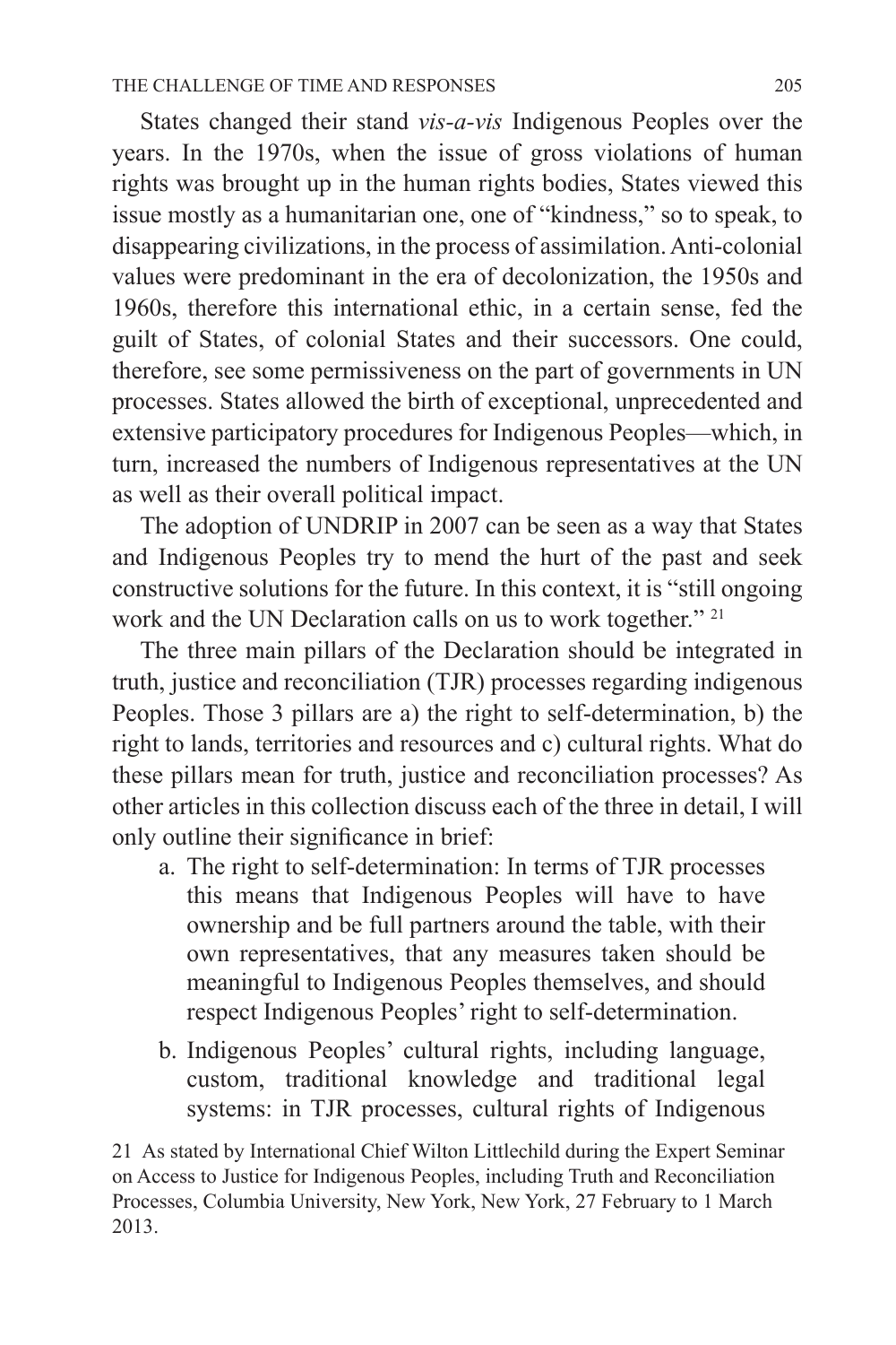States changed their stand *vis-a-vis* Indigenous Peoples over the years. In the 1970s, when the issue of gross violations of human rights was brought up in the human rights bodies, States viewed this issue mostly as a humanitarian one, one of "kindness," so to speak, to disappearing civilizations, in the process of assimilation. Anti-colonial values were predominant in the era of decolonization, the 1950s and 1960s, therefore this international ethic, in a certain sense, fed the guilt of States, of colonial States and their successors. One could, therefore, see some permissiveness on the part of governments in UN processes. States allowed the birth of exceptional, unprecedented and extensive participatory procedures for Indigenous Peoples—which, in turn, increased the numbers of Indigenous representatives at the UN as well as their overall political impact.

The adoption of UNDRIP in 2007 can be seen as a way that States and Indigenous Peoples try to mend the hurt of the past and seek constructive solutions for the future. In this context, it is "still ongoing work and the UN Declaration calls on us to work together." [21]

The three main pillars of the Declaration should be integrated in truth, justice and reconciliation (TJR) processes regarding indigenous Peoples. Those 3 pillars are a) the right to self-determination, b) the right to lands, territories and resources and c) cultural rights. What do these pillars mean for truth, justice and reconciliation processes? As other articles in this collection discuss each of the three in detail, I will only outline their significance in brief:

a. The right to self-determination: In terms of TJR processes this means that Indigenous Peoples will have to have ownership and be full partners around the table, with their own representatives, that any measures taken should be meaningful to Indigenous Peoples themselves, and should respect Indigenous Peoples' right to self-determination.

b. Indigenous Peoples' cultural rights, including language, custom, traditional knowledge and traditional legal systems: in TJR processes, cultural rights of Indigenous

21 As stated by International Chief Wilton Littlechild during the Expert Seminar on Access to Justice for Indigenous Peoples, including Truth and Reconciliation Processes, Columbia University, New York, New York, 27 February to 1 March 2013.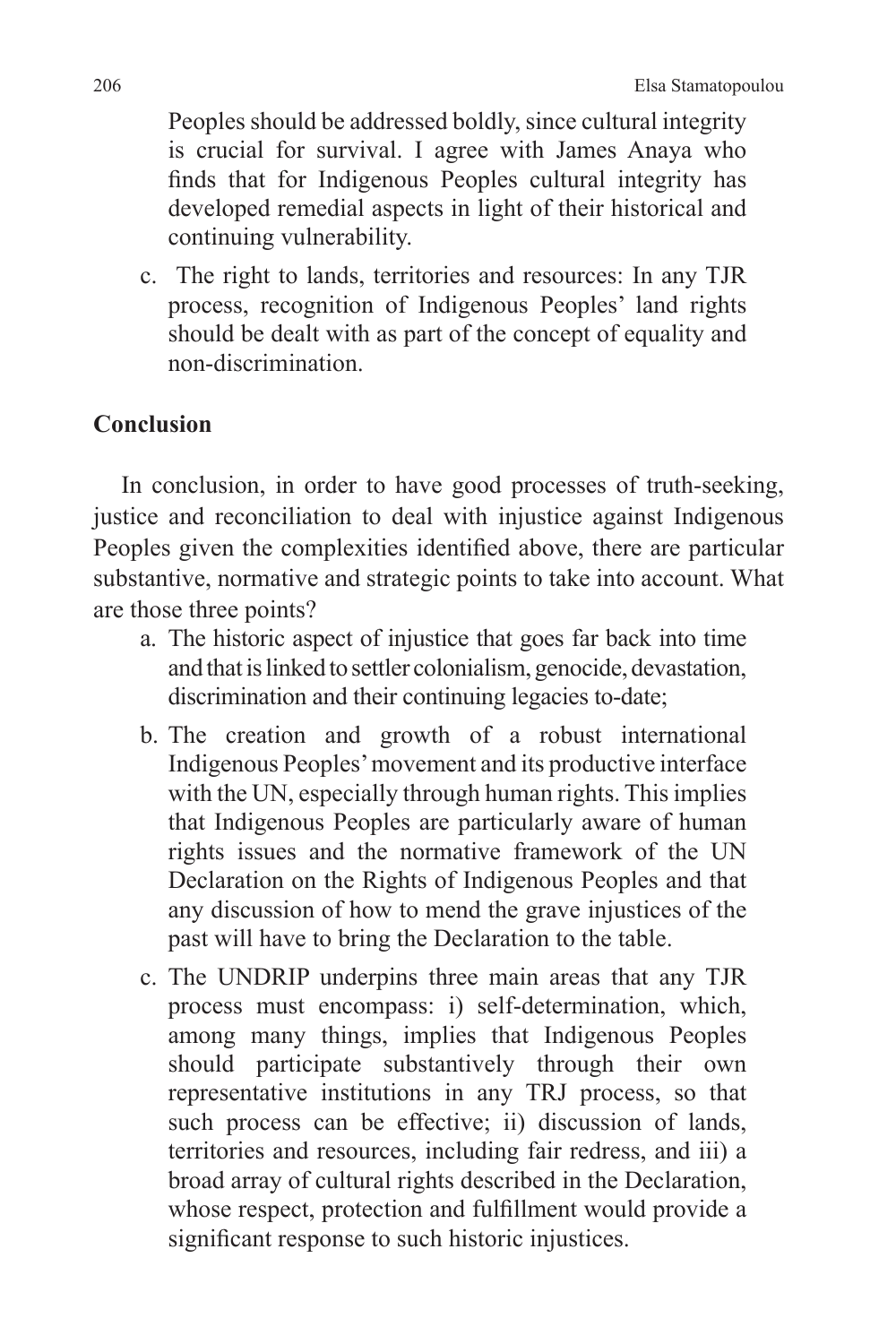Peoples should be addressed boldly, since cultural integrity is crucial for survival. I agree with James Anaya who finds that for Indigenous Peoples cultural integrity has developed remedial aspects in light of their historical and continuing vulnerability.

c. The right to lands, territories and resources: In any TJR process, recognition of Indigenous Peoples' land rights should be dealt with as part of the concept of equality and non-discrimination.

## Conclusion

In conclusion, in order to have good processes of truth-seeking, justice and reconciliation to deal with injustice against Indigenous Peoples given the complexities identified above, there are particular substantive, normative and strategic points to take into account. What are those three points?

a. The historic aspect of injustice that goes far back into time and that is linked to settler colonialism, genocide, devastation, discrimination and their continuing legacies to-date;

b. The creation and growth of a robust international Indigenous Peoples' movement and its productive interface with the UN, especially through human rights. This implies that Indigenous Peoples are particularly aware of human rights issues and the normative framework of the UN Declaration on the Rights of Indigenous Peoples and that any discussion of how to mend the grave injustices of the past will have to bring the Declaration to the table.

c. The UNDRIP underpins three main areas that any TJR process must encompass: i) self-determination, which, among many things, implies that Indigenous Peoples should participate substantively through their own representative institutions in any TRJ process, so that such process can be effective; ii) discussion of lands, territories and resources, including fair redress, and iii) a broad array of cultural rights described in the Declaration, whose respect, protection and fulfillment would provide a significant response to such historic injustices.